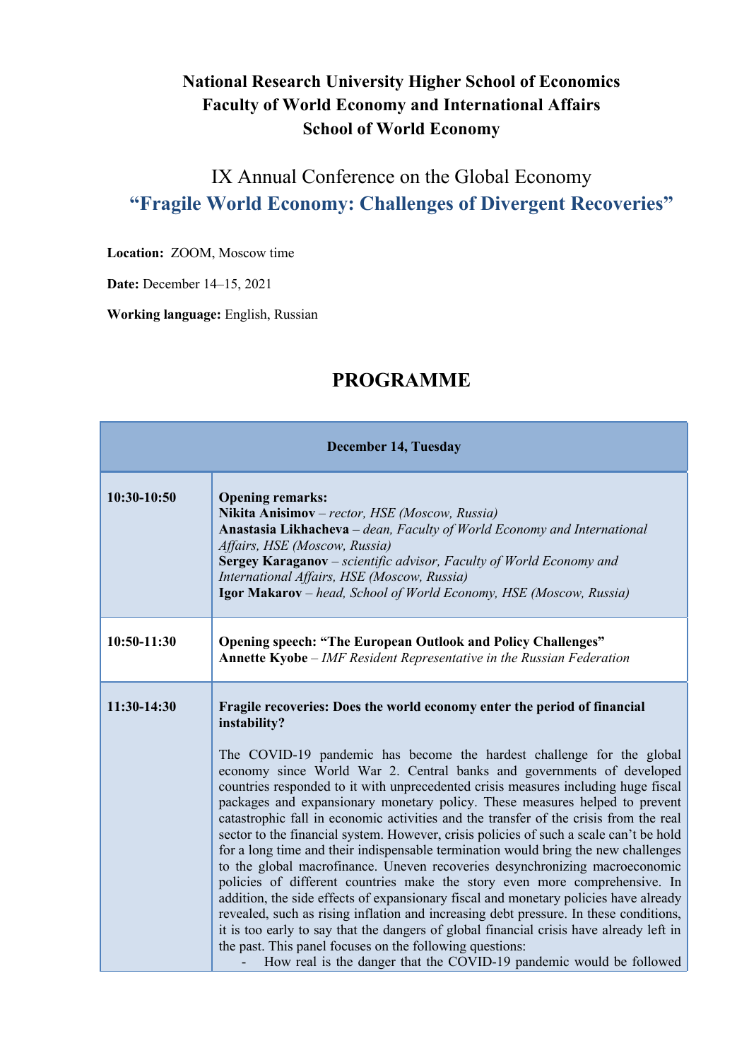**National Research University Higher School of Economics**
**Faculty of World Economy and International Affairs**
**School of World Economy**

# IX Annual Conference on the Global Economy

## "Fragile World Economy: Challenges of Divergent Recoveries"

**Location:** ZOOM, Moscow time

**Date:** December 14–15, 2021

**Working language:** English, Russian

# PROGRAMME

| **December 14, Tuesday** | |
|---|---|
| **10:30-10:50** | **Opening remarks:**<br>**Nikita Anisimov** – *rector, HSE (Moscow, Russia)*<br>**Anastasia Likhacheva** – *dean, Faculty of World Economy and International Affairs, HSE (Moscow, Russia)*<br>**Sergey Karaganov** – *scientific advisor, Faculty of World Economy and International Affairs, HSE (Moscow, Russia)*<br>**Igor Makarov** – *head, School of World Economy, HSE (Moscow, Russia)* |
| **10:50-11:30** | **Opening speech: "The European Outlook and Policy Challenges"**<br>**Annette Kyobe** – *IMF Resident Representative in the Russian Federation* |
| **11:30-14:30** | **Fragile recoveries: Does the world economy enter the period of financial instability?**<br><br>The COVID-19 pandemic has become the hardest challenge for the global economy since World War 2. Central banks and governments of developed countries responded to it with unprecedented crisis measures including huge fiscal packages and expansionary monetary policy. These measures helped to prevent catastrophic fall in economic activities and the transfer of the crisis from the real sector to the financial system. However, crisis policies of such a scale can't be hold for a long time and their indispensable termination would bring the new challenges to the global macrofinance. Uneven recoveries desynchronizing macroeconomic policies of different countries make the story even more comprehensive. In addition, the side effects of expansionary fiscal and monetary policies have already revealed, such as rising inflation and increasing debt pressure. In these conditions, it is too early to say that the dangers of global financial crisis have already left in the past. This panel focuses on the following questions:<br>- How real is the danger that the COVID-19 pandemic would be followed |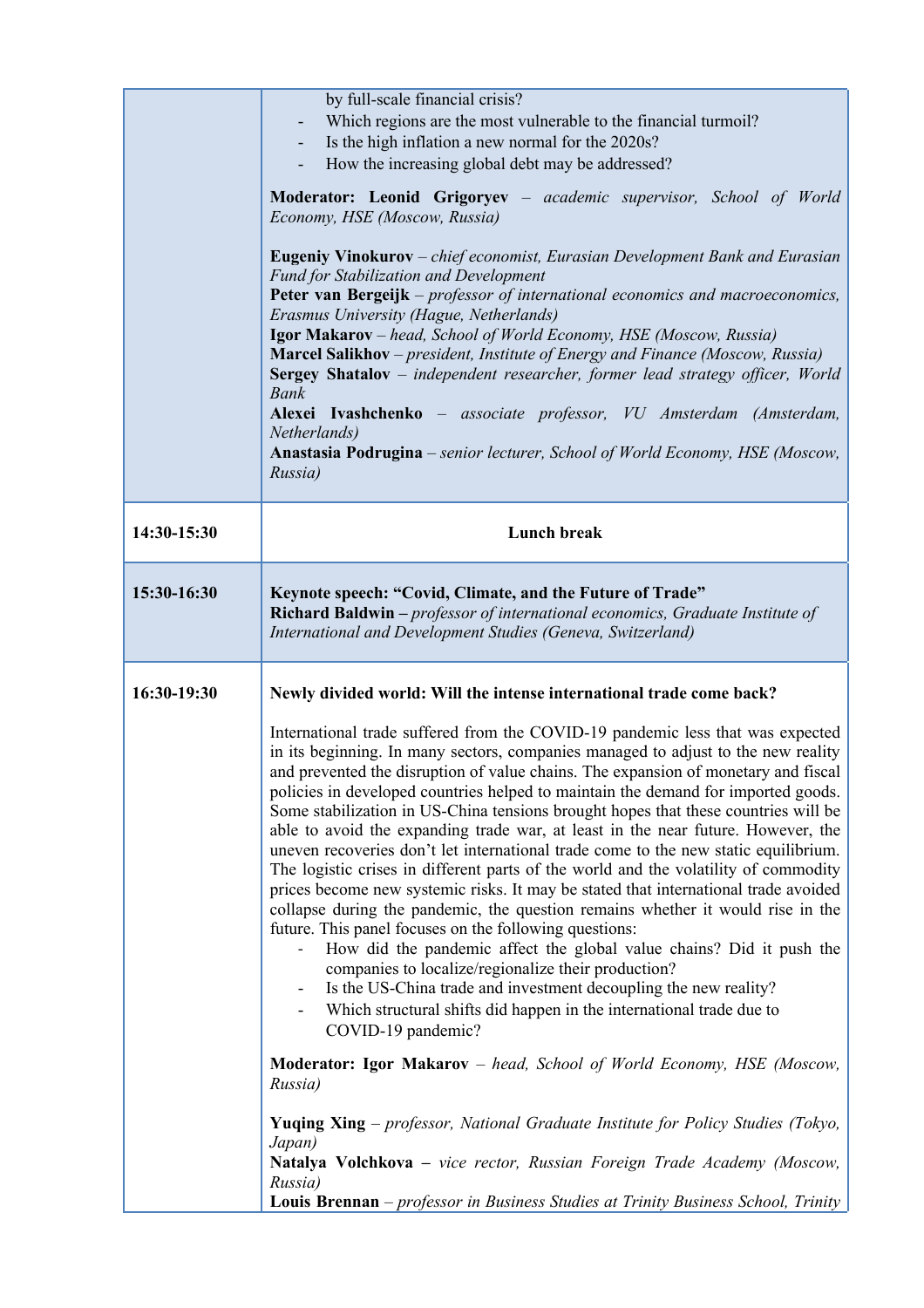| | |
|---|---|
| | by full-scale financial crisis?<br>- Which regions are the most vulnerable to the financial turmoil?<br>- Is the high inflation a new normal for the 2020s?<br>- How the increasing global debt may be addressed?<br><br>**Moderator: Leonid Grigoryev** – *academic supervisor, School of World Economy, HSE (Moscow, Russia)*<br><br>**Eugeniy Vinokurov** – *chief economist, Eurasian Development Bank and Eurasian Fund for Stabilization and Development*<br>**Peter van Bergeijk** – *professor of international economics and macroeconomics, Erasmus University (Hague, Netherlands)*<br>**Igor Makarov** – *head, School of World Economy, HSE (Moscow, Russia)*<br>**Marcel Salikhov** – *president, Institute of Energy and Finance (Moscow, Russia)*<br>**Sergey Shatalov** – *independent researcher, former lead strategy officer, World Bank*<br>**Alexei Ivashchenko** – *associate professor, VU Amsterdam (Amsterdam, Netherlands)*<br>**Anastasia Podrugina** – *senior lecturer, School of World Economy, HSE (Moscow, Russia)* |
| **14:30-15:30** | **Lunch break** |
| **15:30-16:30** | **Keynote speech: "Covid, Climate, and the Future of Trade"**<br>**Richard Baldwin –** *professor of international economics, Graduate Institute of International and Development Studies (Geneva, Switzerland)* |
| **16:30-19:30** | **Newly divided world: Will the intense international trade come back?**<br><br>International trade suffered from the COVID-19 pandemic less that was expected in its beginning. In many sectors, companies managed to adjust to the new reality and prevented the disruption of value chains. The expansion of monetary and fiscal policies in developed countries helped to maintain the demand for imported goods. Some stabilization in US-China tensions brought hopes that these countries will be able to avoid the expanding trade war, at least in the near future. However, the uneven recoveries don't let international trade come to the new static equilibrium. The logistic crises in different parts of the world and the volatility of commodity prices become new systemic risks. It may be stated that international trade avoided collapse during the pandemic, the question remains whether it would rise in the future. This panel focuses on the following questions:<br>- How did the pandemic affect the global value chains? Did it push the companies to localize/regionalize their production?<br>- Is the US-China trade and investment decoupling the new reality?<br>- Which structural shifts did happen in the international trade due to COVID-19 pandemic?<br><br>**Moderator: Igor Makarov** – *head, School of World Economy, HSE (Moscow, Russia)*<br><br>**Yuqing Xing** – *professor, National Graduate Institute for Policy Studies (Tokyo, Japan)*<br>**Natalya Volchkova –** *vice rector, Russian Foreign Trade Academy (Moscow, Russia)*<br>**Louis Brennan** – *professor in Business Studies at Trinity Business School, Trinity* |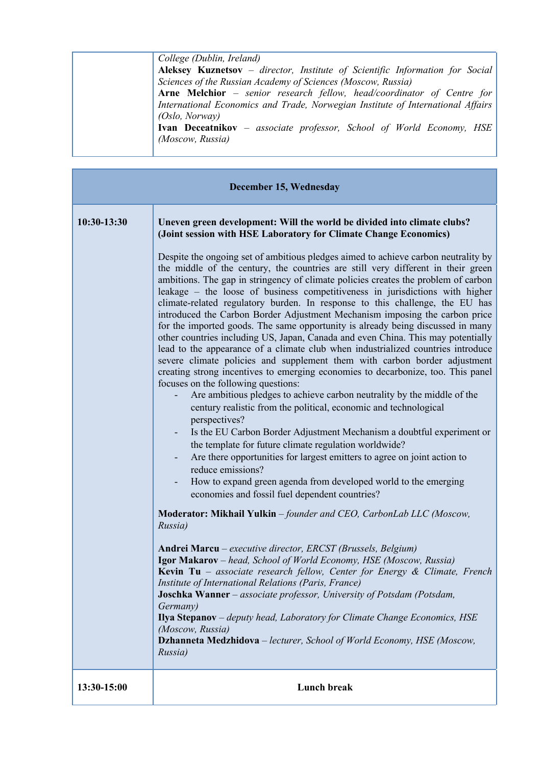| | |
|---|---|
| | *College (Dublin, Ireland)*<br>**Aleksey Kuznetsov** – *director, Institute of Scientific Information for Social Sciences of the Russian Academy of Sciences (Moscow, Russia)*<br>**Arne Melchior** – *senior research fellow, head/coordinator of Centre for International Economics and Trade, Norwegian Institute of International Affairs (Oslo, Norway)*<br>**Ivan Deceatnikov** – *associate professor, School of World Economy, HSE (Moscow, Russia)* |

| **December 15, Wednesday** | |
|---|---|
| **10:30-13:30** | **Uneven green development: Will the world be divided into climate clubs? (Joint session with HSE Laboratory for Climate Change Economics)**<br><br>Despite the ongoing set of ambitious pledges aimed to achieve carbon neutrality by the middle of the century, the countries are still very different in their green ambitions. The gap in stringency of climate policies creates the problem of carbon leakage – the loose of business competitiveness in jurisdictions with higher climate-related regulatory burden. In response to this challenge, the EU has introduced the Carbon Border Adjustment Mechanism imposing the carbon price for the imported goods. The same opportunity is already being discussed in many other countries including US, Japan, Canada and even China. This may potentially lead to the appearance of a climate club when industrialized countries introduce severe climate policies and supplement them with carbon border adjustment creating strong incentives to emerging economies to decarbonize, too. This panel focuses on the following questions:<br>- Are ambitious pledges to achieve carbon neutrality by the middle of the century realistic from the political, economic and technological perspectives?<br>- Is the EU Carbon Border Adjustment Mechanism a doubtful experiment or the template for future climate regulation worldwide?<br>- Are there opportunities for largest emitters to agree on joint action to reduce emissions?<br>- How to expand green agenda from developed world to the emerging economies and fossil fuel dependent countries?<br><br>**Moderator: Mikhail Yulkin** – *founder and CEO, CarbonLab LLC (Moscow, Russia)*<br><br>**Andrei Marcu** – *executive director, ERCST (Brussels, Belgium)*<br>**Igor Makarov** – *head, School of World Economy, HSE (Moscow, Russia)*<br>**Kevin Tu** – *associate research fellow, Center for Energy & Climate, French Institute of International Relations (Paris, France)*<br>**Joschka Wanner** – *associate professor, University of Potsdam (Potsdam, Germany)*<br>**Ilya Stepanov** – *deputy head, Laboratory for Climate Change Economics, HSE (Moscow, Russia)*<br>**Dzhanneta Medzhidova** – *lecturer, School of World Economy, HSE (Moscow, Russia)* |
| **13:30-15:00** | **Lunch break** |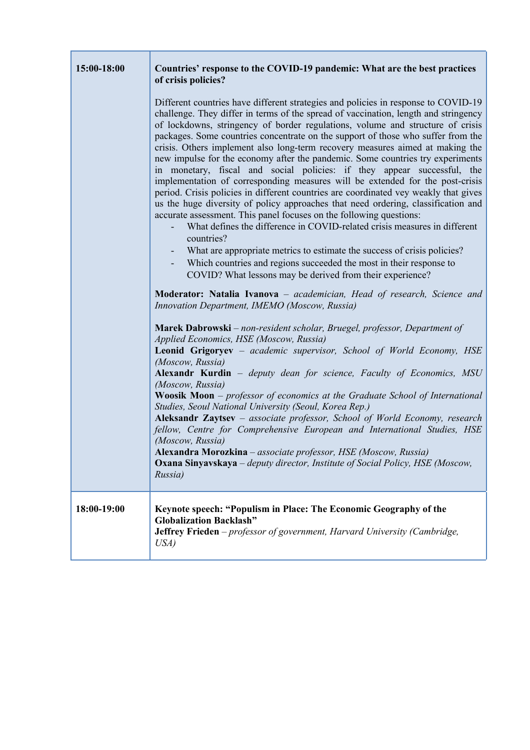| | |
|---|---|
| **15:00-18:00** | **Countries' response to the COVID-19 pandemic: What are the best practices of crisis policies?**<br><br>Different countries have different strategies and policies in response to COVID-19 challenge. They differ in terms of the spread of vaccination, length and stringency of lockdowns, stringency of border regulations, volume and structure of crisis packages. Some countries concentrate on the support of those who suffer from the crisis. Others implement also long-term recovery measures aimed at making the new impulse for the economy after the pandemic. Some countries try experiments in monetary, fiscal and social policies: if they appear successful, the implementation of corresponding measures will be extended for the post-crisis period. Crisis policies in different countries are coordinated vey weakly that gives us the huge diversity of policy approaches that need ordering, classification and accurate assessment. This panel focuses on the following questions:<br>- What defines the difference in COVID-related crisis measures in different countries?<br>- What are appropriate metrics to estimate the success of crisis policies?<br>- Which countries and regions succeeded the most in their response to COVID? What lessons may be derived from their experience?<br><br>**Moderator: Natalia Ivanova** – *academician, Head of research, Science and Innovation Department, IMEMO (Moscow, Russia)*<br><br>**Marek Dabrowski** – *non-resident scholar, Bruegel, professor, Department of Applied Economics, HSE (Moscow, Russia)*<br>**Leonid Grigoryev** – *academic supervisor, School of World Economy, HSE (Moscow, Russia)*<br>**Alexandr Kurdin** – *deputy dean for science, Faculty of Economics, MSU (Moscow, Russia)*<br>**Woosik Moon** – *professor of economics at the Graduate School of International Studies, Seoul National University (Seoul, Korea Rep.)*<br>**Aleksandr Zaytsev** – *associate professor, School of World Economy, research fellow, Centre for Comprehensive European and International Studies, HSE (Moscow, Russia)*<br>**Alexandra Morozkina** – *associate professor, HSE (Moscow, Russia)*<br>**Oxana Sinyavskaya** – *deputy director, Institute of Social Policy, HSE (Moscow, Russia)* |
| **18:00-19:00** | **Keynote speech: "Populism in Place: The Economic Geography of the Globalization Backlash"**<br>**Jeffrey Frieden** – *professor of government, Harvard University (Cambridge, USA)* |